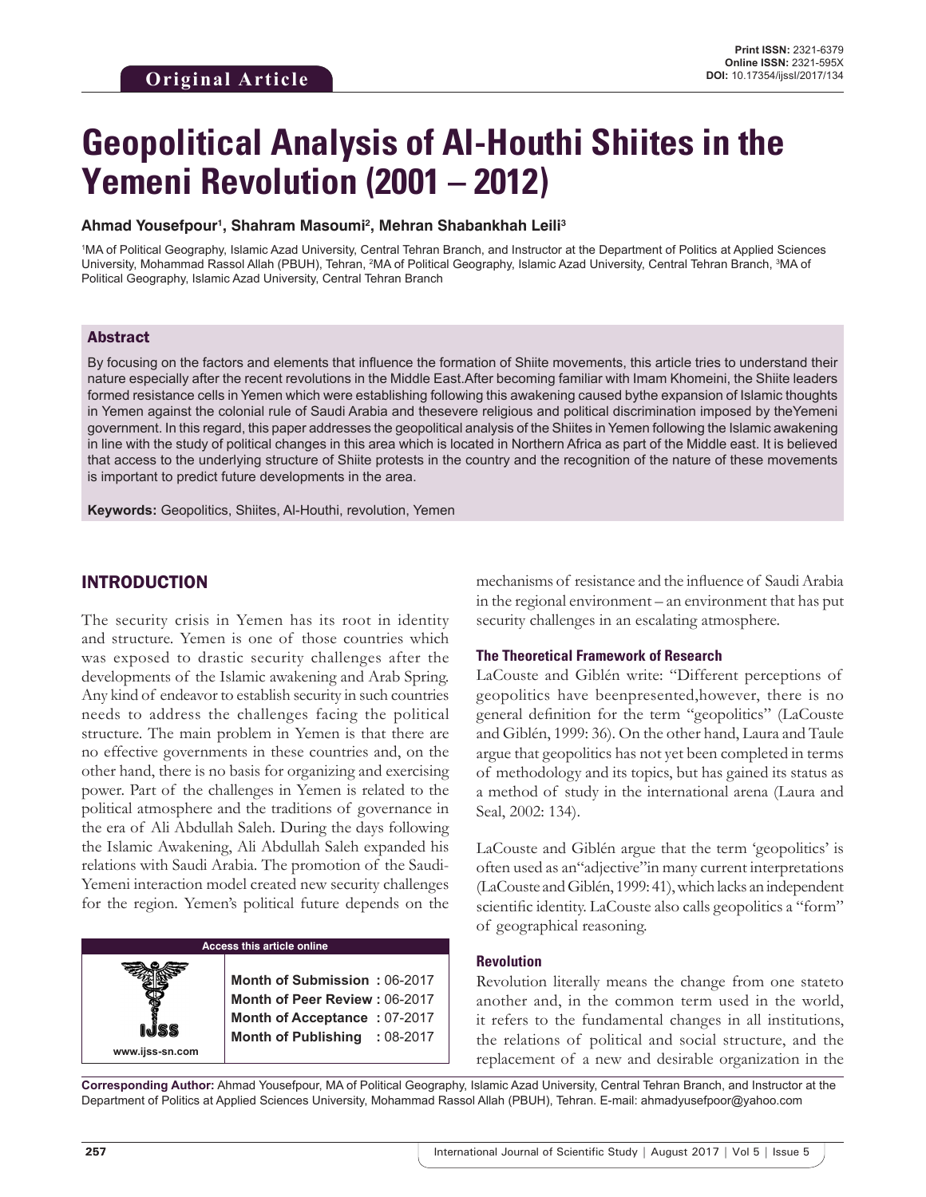Original Article

Print ISSN: 2321-6379
Online ISSN: 2321-595X
DOI: 10.17354/ijssI/2017/134

# Geopolitical Analysis of Al-Houthi Shiites in the Yemeni Revolution (2001 – 2012)

**Ahmad Yousefpour[1], Shahram Masoumi[2], Mehran Shabankhah Leili[3]**

[1]MA of Political Geography, Islamic Azad University, Central Tehran Branch, and Instructor at the Department of Politics at Applied Sciences University, Mohammad Rassol Allah (PBUH), Tehran, [2]MA of Political Geography, Islamic Azad University, Central Tehran Branch, [3]MA of Political Geography, Islamic Azad University, Central Tehran Branch

## Abstract

By focusing on the factors and elements that influence the formation of Shiite movements, this article tries to understand their nature especially after the recent revolutions in the Middle East.After becoming familiar with Imam Khomeini, the Shiite leaders formed resistance cells in Yemen which were establishing following this awakening caused bythe expansion of Islamic thoughts in Yemen against the colonial rule of Saudi Arabia and thesevere religious and political discrimination imposed by theYemeni government. In this regard, this paper addresses the geopolitical analysis of the Shiites in Yemen following the Islamic awakening in line with the study of political changes in this area which is located in Northern Africa as part of the Middle east. It is believed that access to the underlying structure of Shiite protests in the country and the recognition of the nature of these movements is important to predict future developments in the area.

**Keywords:** Geopolitics, Shiites, Al-Houthi, revolution, Yemen

## INTRODUCTION

The security crisis in Yemen has its root in identity and structure. Yemen is one of those countries which was exposed to drastic security challenges after the developments of the Islamic awakening and Arab Spring. Any kind of endeavor to establish security in such countries needs to address the challenges facing the political structure. The main problem in Yemen is that there are no effective governments in these countries and, on the other hand, there is no basis for organizing and exercising power. Part of the challenges in Yemen is related to the political atmosphere and the traditions of governance in the era of Ali Abdullah Saleh. During the days following the Islamic Awakening, Ali Abdullah Saleh expanded his relations with Saudi Arabia. The promotion of the Saudi-Yemeni interaction model created new security challenges for the region. Yemen's political future depends on the mechanisms of resistance and the influence of Saudi Arabia in the regional environment – an environment that has put security challenges in an escalating atmosphere.

| Access this article online | |
|---|---|
| www.ijss-sn.com | **Month of Submission :** 06-2017<br>**Month of Peer Review :** 06-2017<br>**Month of Acceptance :** 07-2017<br>**Month of Publishing :** 08-2017 |

### The Theoretical Framework of Research

LaCouste and Giblén write: "Different perceptions of geopolitics have beenpresented,however, there is no general definition for the term "geopolitics" (LaCouste and Giblén, 1999: 36). On the other hand, Laura and Taule argue that geopolitics has not yet been completed in terms of methodology and its topics, but has gained its status as a method of study in the international arena (Laura and Seal, 2002: 134).

LaCouste and Giblén argue that the term 'geopolitics' is often used as an"adjective"in many current interpretations (LaCouste and Giblén, 1999: 41), which lacks an independent scientific identity. LaCouste also calls geopolitics a "form" of geographical reasoning.

### Revolution

Revolution literally means the change from one stateto another and, in the common term used in the world, it refers to the fundamental changes in all institutions, the relations of political and social structure, and the replacement of a new and desirable organization in the

**Corresponding Author:** Ahmad Yousefpour, MA of Political Geography, Islamic Azad University, Central Tehran Branch, and Instructor at the Department of Politics at Applied Sciences University, Mohammad Rassol Allah (PBUH), Tehran. E-mail: ahmadyusefpoor@yahoo.com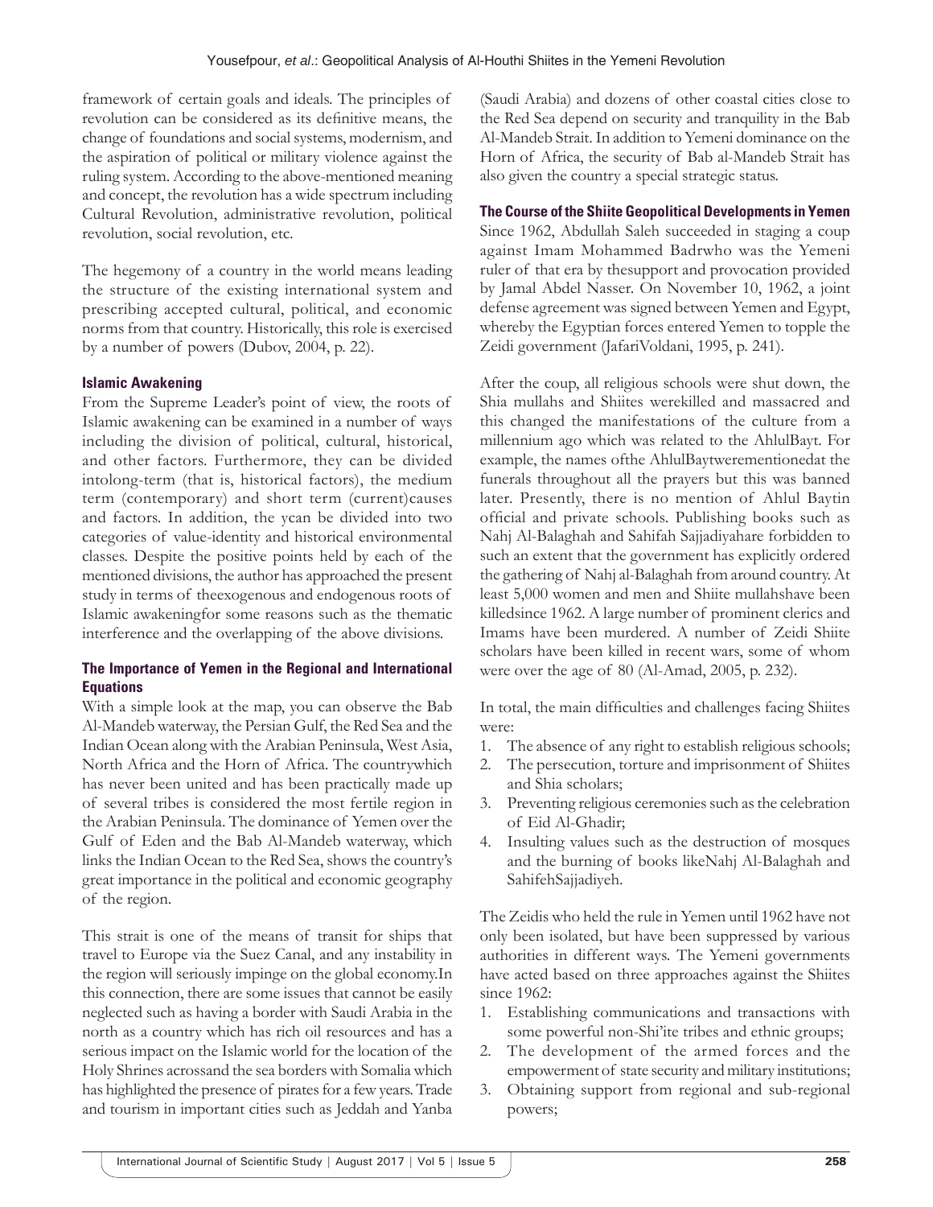framework of certain goals and ideals. The principles of revolution can be considered as its definitive means, the change of foundations and social systems, modernism, and the aspiration of political or military violence against the ruling system. According to the above-mentioned meaning and concept, the revolution has a wide spectrum including Cultural Revolution, administrative revolution, political revolution, social revolution, etc.

The hegemony of a country in the world means leading the structure of the existing international system and prescribing accepted cultural, political, and economic norms from that country. Historically, this role is exercised by a number of powers (Dubov, 2004, p. 22).

### Islamic Awakening

From the Supreme Leader's point of view, the roots of Islamic awakening can be examined in a number of ways including the division of political, cultural, historical, and other factors. Furthermore, they can be divided intolong-term (that is, historical factors), the medium term (contemporary) and short term (current)causes and factors. In addition, the ycan be divided into two categories of value-identity and historical environmental classes. Despite the positive points held by each of the mentioned divisions, the author has approached the present study in terms of theexogenous and endogenous roots of Islamic awakeningfor some reasons such as the thematic interference and the overlapping of the above divisions.

### The Importance of Yemen in the Regional and International Equations

With a simple look at the map, you can observe the Bab Al-Mandeb waterway, the Persian Gulf, the Red Sea and the Indian Ocean along with the Arabian Peninsula, West Asia, North Africa and the Horn of Africa. The countrywhich has never been united and has been practically made up of several tribes is considered the most fertile region in the Arabian Peninsula. The dominance of Yemen over the Gulf of Eden and the Bab Al-Mandeb waterway, which links the Indian Ocean to the Red Sea, shows the country's great importance in the political and economic geography of the region.

This strait is one of the means of transit for ships that travel to Europe via the Suez Canal, and any instability in the region will seriously impinge on the global economy.In this connection, there are some issues that cannot be easily neglected such as having a border with Saudi Arabia in the north as a country which has rich oil resources and has a serious impact on the Islamic world for the location of the Holy Shrines acrossand the sea borders with Somalia which has highlighted the presence of pirates for a few years. Trade and tourism in important cities such as Jeddah and Yanba (Saudi Arabia) and dozens of other coastal cities close to the Red Sea depend on security and tranquility in the Bab Al-Mandeb Strait. In addition to Yemeni dominance on the Horn of Africa, the security of Bab al-Mandeb Strait has also given the country a special strategic status.

### The Course of the Shiite Geopolitical Developments in Yemen

Since 1962, Abdullah Saleh succeeded in staging a coup against Imam Mohammed Badrwho was the Yemeni ruler of that era by thesupport and provocation provided by Jamal Abdel Nasser. On November 10, 1962, a joint defense agreement was signed between Yemen and Egypt, whereby the Egyptian forces entered Yemen to topple the Zeidi government (JafariVoldani, 1995, p. 241).

After the coup, all religious schools were shut down, the Shia mullahs and Shiites werekilled and massacred and this changed the manifestations of the culture from a millennium ago which was related to the AhlulBayt. For example, the names ofthe AhlulBaytwerementionedat the funerals throughout all the prayers but this was banned later. Presently, there is no mention of Ahlul Baytin official and private schools. Publishing books such as Nahj Al-Balaghah and Sahifah Sajjadiyahare forbidden to such an extent that the government has explicitly ordered the gathering of Nahj al-Balaghah from around country. At least 5,000 women and men and Shiite mullahshave been killedsince 1962. A large number of prominent clerics and Imams have been murdered. A number of Zeidi Shiite scholars have been killed in recent wars, some of whom were over the age of 80 (Al-Amad, 2005, p. 232).

In total, the main difficulties and challenges facing Shiites were:

1. The absence of any right to establish religious schools;
2. The persecution, torture and imprisonment of Shiites and Shia scholars;
3. Preventing religious ceremonies such as the celebration of Eid Al-Ghadir;
4. Insulting values such as the destruction of mosques and the burning of books likeNahj Al-Balaghah and SahifehSajjadiyeh.

The Zeidis who held the rule in Yemen until 1962 have not only been isolated, but have been suppressed by various authorities in different ways. The Yemeni governments have acted based on three approaches against the Shiites since 1962:

1. Establishing communications and transactions with some powerful non-Shi'ite tribes and ethnic groups;
2. The development of the armed forces and the empowerment of state security and military institutions;
3. Obtaining support from regional and sub-regional powers;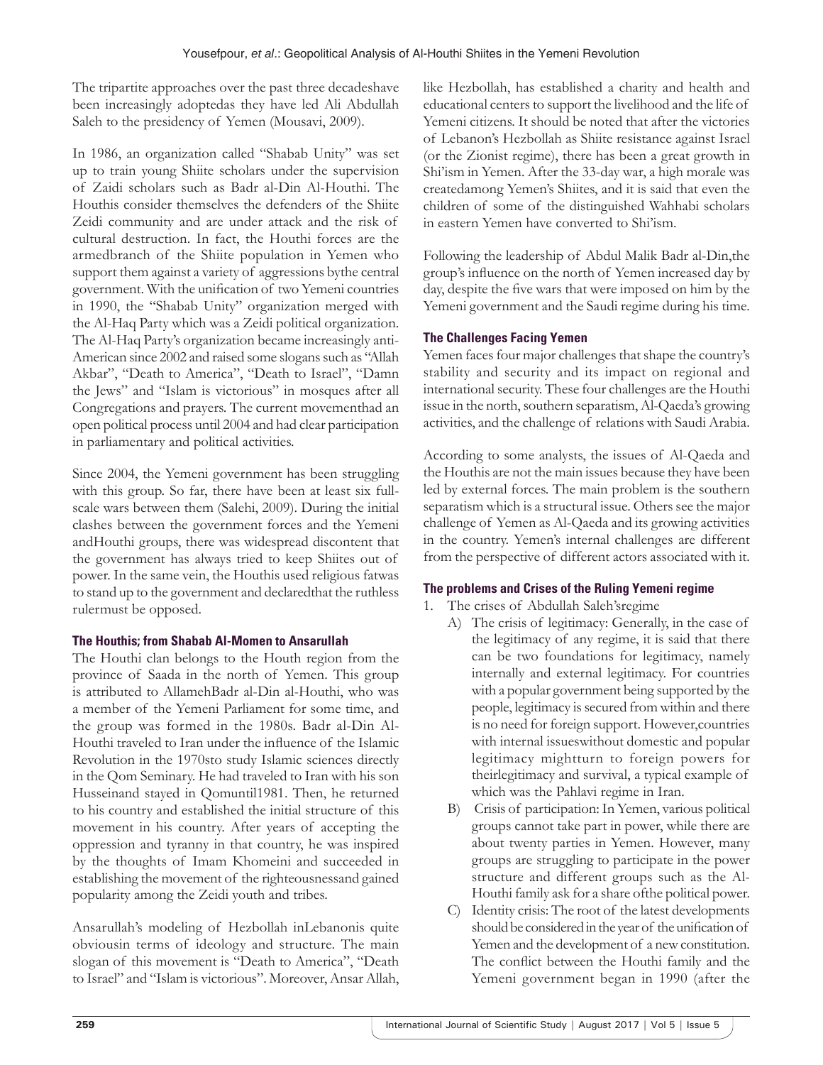The tripartite approaches over the past three decadeshave been increasingly adoptedas they have led Ali Abdullah Saleh to the presidency of Yemen (Mousavi, 2009).

In 1986, an organization called "Shabab Unity" was set up to train young Shiite scholars under the supervision of Zaidi scholars such as Badr al-Din Al-Houthi. The Houthis consider themselves the defenders of the Shiite Zeidi community and are under attack and the risk of cultural destruction. In fact, the Houthi forces are the armedbranch of the Shiite population in Yemen who support them against a variety of aggressions bythe central government. With the unification of two Yemeni countries in 1990, the "Shabab Unity" organization merged with the Al-Haq Party which was a Zeidi political organization. The Al-Haq Party's organization became increasingly anti-American since 2002 and raised some slogans such as "Allah Akbar", "Death to America", "Death to Israel", "Damn the Jews" and "Islam is victorious" in mosques after all Congregations and prayers. The current movementhad an open political process until 2004 and had clear participation in parliamentary and political activities.

Since 2004, the Yemeni government has been struggling with this group. So far, there have been at least six full-scale wars between them (Salehi, 2009). During the initial clashes between the government forces and the Yemeni andHouthi groups, there was widespread discontent that the government has always tried to keep Shiites out of power. In the same vein, the Houthis used religious fatwas to stand up to the government and declaredthat the ruthless rulermust be opposed.

### The Houthis; from Shabab Al-Momen to Ansarullah

The Houthi clan belongs to the Houth region from the province of Saada in the north of Yemen. This group is attributed to AllamehBadr al-Din al-Houthi, who was a member of the Yemeni Parliament for some time, and the group was formed in the 1980s. Badr al-Din Al-Houthi traveled to Iran under the influence of the Islamic Revolution in the 1970sto study Islamic sciences directly in the Qom Seminary. He had traveled to Iran with his son Husseinand stayed in Qomuntil1981. Then, he returned to his country and established the initial structure of this movement in his country. After years of accepting the oppression and tyranny in that country, he was inspired by the thoughts of Imam Khomeini and succeeded in establishing the movement of the righteousnessand gained popularity among the Zeidi youth and tribes.

Ansarullah's modeling of Hezbollah inLebanonis quite obviousin terms of ideology and structure. The main slogan of this movement is "Death to America", "Death to Israel" and "Islam is victorious". Moreover, Ansar Allah, like Hezbollah, has established a charity and health and educational centers to support the livelihood and the life of Yemeni citizens. It should be noted that after the victories of Lebanon's Hezbollah as Shiite resistance against Israel (or the Zionist regime), there has been a great growth in Shi'ism in Yemen. After the 33-day war, a high morale was createdamong Yemen's Shiites, and it is said that even the children of some of the distinguished Wahhabi scholars in eastern Yemen have converted to Shi'ism.

Following the leadership of Abdul Malik Badr al-Din,the group's influence on the north of Yemen increased day by day, despite the five wars that were imposed on him by the Yemeni government and the Saudi regime during his time.

### The Challenges Facing Yemen

Yemen faces four major challenges that shape the country's stability and security and its impact on regional and international security. These four challenges are the Houthi issue in the north, southern separatism, Al-Qaeda's growing activities, and the challenge of relations with Saudi Arabia.

According to some analysts, the issues of Al-Qaeda and the Houthis are not the main issues because they have been led by external forces. The main problem is the southern separatism which is a structural issue. Others see the major challenge of Yemen as Al-Qaeda and its growing activities in the country. Yemen's internal challenges are different from the perspective of different actors associated with it.

### The problems and Crises of the Ruling Yemeni regime

1. The crises of Abdullah Saleh'sregime
   A) The crisis of legitimacy: Generally, in the case of the legitimacy of any regime, it is said that there can be two foundations for legitimacy, namely internally and external legitimacy. For countries with a popular government being supported by the people, legitimacy is secured from within and there is no need for foreign support. However,countries with internal issueswithout domestic and popular legitimacy mightturn to foreign powers for theirlegitimacy and survival, a typical example of which was the Pahlavi regime in Iran.
   B) Crisis of participation: In Yemen, various political groups cannot take part in power, while there are about twenty parties in Yemen. However, many groups are struggling to participate in the power structure and different groups such as the Al-Houthi family ask for a share ofthe political power.
   C) Identity crisis: The root of the latest developments should be considered in the year of the unification of Yemen and the development of a new constitution. The conflict between the Houthi family and the Yemeni government began in 1990 (after the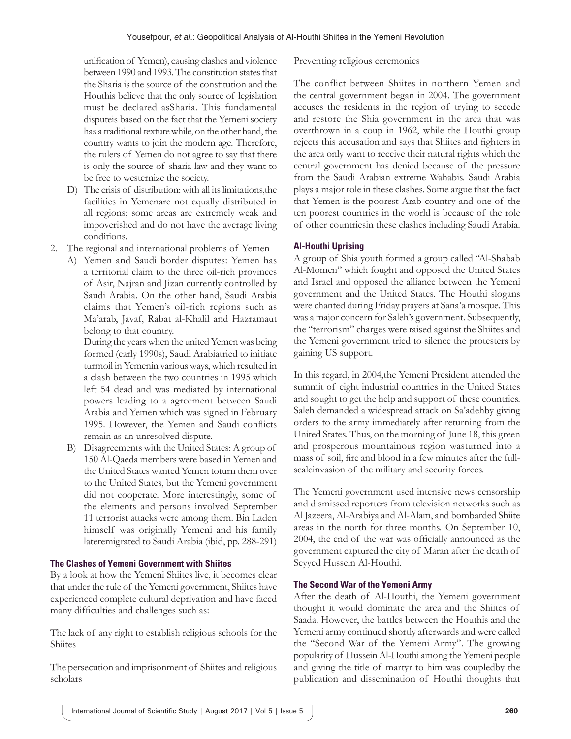unification of Yemen), causing clashes and violence between 1990 and 1993. The constitution states that the Sharia is the source of the constitution and the Houthis believe that the only source of legislation must be declared asSharia. This fundamental disputeis based on the fact that the Yemeni society has a traditional texture while, on the other hand, the country wants to join the modern age. Therefore, the rulers of Yemen do not agree to say that there is only the source of sharia law and they want to be free to westernize the society.

D) The crisis of distribution: with all its limitations,the facilities in Yemenare not equally distributed in all regions; some areas are extremely weak and impoverished and do not have the average living conditions.

2. The regional and international problems of Yemen

A) Yemen and Saudi border disputes: Yemen has a territorial claim to the three oil-rich provinces of Asir, Najran and Jizan currently controlled by Saudi Arabia. On the other hand, Saudi Arabia claims that Yemen's oil-rich regions such as Ma'arab, Javaf, Rabat al-Khalil and Hazramaut belong to that country.

During the years when the united Yemen was being formed (early 1990s), Saudi Arabiatried to initiate turmoil in Yemenin various ways, which resulted in a clash between the two countries in 1995 which left 54 dead and was mediated by international powers leading to a agreement between Saudi Arabia and Yemen which was signed in February 1995. However, the Yemen and Saudi conflicts remain as an unresolved dispute.

B) Disagreements with the United States: A group of 150 Al-Qaeda members were based in Yemen and the United States wanted Yemen toturn them over to the United States, but the Yemeni government did not cooperate. More interestingly, some of the elements and persons involved September 11 terrorist attacks were among them. Bin Laden himself was originally Yemeni and his family lateremigrated to Saudi Arabia (ibid, pp. 288-291)

### The Clashes of Yemeni Government with Shiites

By a look at how the Yemeni Shiites live, it becomes clear that under the rule of the Yemeni government, Shiites have experienced complete cultural deprivation and have faced many difficulties and challenges such as:

The lack of any right to establish religious schools for the Shiites

The persecution and imprisonment of Shiites and religious scholars

Preventing religious ceremonies

The conflict between Shiites in northern Yemen and the central government began in 2004. The government accuses the residents in the region of trying to secede and restore the Shia government in the area that was overthrown in a coup in 1962, while the Houthi group rejects this accusation and says that Shiites and fighters in the area only want to receive their natural rights which the central government has denied because of the pressure from the Saudi Arabian extreme Wahabis. Saudi Arabia plays a major role in these clashes. Some argue that the fact that Yemen is the poorest Arab country and one of the ten poorest countries in the world is because of the role of other countriesin these clashes including Saudi Arabia.

### Al-Houthi Uprising

A group of Shia youth formed a group called "Al-Shabab Al-Momen" which fought and opposed the United States and Israel and opposed the alliance between the Yemeni government and the United States. The Houthi slogans were chanted during Friday prayers at Sana'a mosque. This was a major concern for Saleh's government. Subsequently, the "terrorism" charges were raised against the Shiites and the Yemeni government tried to silence the protesters by gaining US support.

In this regard, in 2004,the Yemeni President attended the summit of eight industrial countries in the United States and sought to get the help and support of these countries. Saleh demanded a widespread attack on Sa'adehby giving orders to the army immediately after returning from the United States. Thus, on the morning of June 18, this green and prosperous mountainous region wasturned into a mass of soil, fire and blood in a few minutes after the full-scaleinvasion of the military and security forces.

The Yemeni government used intensive news censorship and dismissed reporters from television networks such as Al Jazeera, Al-Arabiya and Al-Alam, and bombarded Shiite areas in the north for three months. On September 10, 2004, the end of the war was officially announced as the government captured the city of Maran after the death of Seyyed Hussein Al-Houthi.

### The Second War of the Yemeni Army

After the death of Al-Houthi, the Yemeni government thought it would dominate the area and the Shiites of Saada. However, the battles between the Houthis and the Yemeni army continued shortly afterwards and were called the "Second War of the Yemeni Army". The growing popularity of Hussein Al-Houthi among the Yemeni people and giving the title of martyr to him was coupledby the publication and dissemination of Houthi thoughts that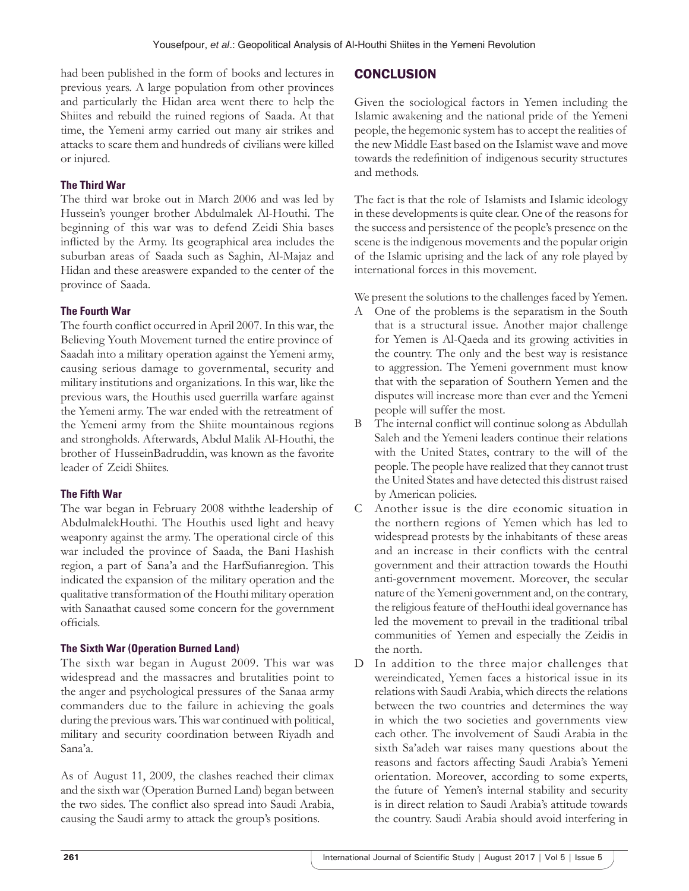had been published in the form of books and lectures in previous years. A large population from other provinces and particularly the Hidan area went there to help the Shiites and rebuild the ruined regions of Saada. At that time, the Yemeni army carried out many air strikes and attacks to scare them and hundreds of civilians were killed or injured.

### The Third War

The third war broke out in March 2006 and was led by Hussein's younger brother Abdulmalek Al-Houthi. The beginning of this war was to defend Zeidi Shia bases inflicted by the Army. Its geographical area includes the suburban areas of Saada such as Saghin, Al-Majaz and Hidan and these areaswere expanded to the center of the province of Saada.

### The Fourth War

The fourth conflict occurred in April 2007. In this war, the Believing Youth Movement turned the entire province of Saadah into a military operation against the Yemeni army, causing serious damage to governmental, security and military institutions and organizations. In this war, like the previous wars, the Houthis used guerrilla warfare against the Yemeni army. The war ended with the retreatment of the Yemeni army from the Shiite mountainous regions and strongholds. Afterwards, Abdul Malik Al-Houthi, the brother of HusseinBadruddin, was known as the favorite leader of Zeidi Shiites.

### The Fifth War

The war began in February 2008 withthe leadership of AbdulmalekHouthi. The Houthis used light and heavy weaponry against the army. The operational circle of this war included the province of Saada, the Bani Hashish region, a part of Sana'a and the HarfSufianregion. This indicated the expansion of the military operation and the qualitative transformation of the Houthi military operation with Sanaathat caused some concern for the government officials.

### The Sixth War (Operation Burned Land)

The sixth war began in August 2009. This war was widespread and the massacres and brutalities point to the anger and psychological pressures of the Sanaa army commanders due to the failure in achieving the goals during the previous wars. This war continued with political, military and security coordination between Riyadh and Sana'a.

As of August 11, 2009, the clashes reached their climax and the sixth war (Operation Burned Land) began between the two sides. The conflict also spread into Saudi Arabia, causing the Saudi army to attack the group's positions.

## CONCLUSION

Given the sociological factors in Yemen including the Islamic awakening and the national pride of the Yemeni people, the hegemonic system has to accept the realities of the new Middle East based on the Islamist wave and move towards the redefinition of indigenous security structures and methods.

The fact is that the role of Islamists and Islamic ideology in these developments is quite clear. One of the reasons for the success and persistence of the people's presence on the scene is the indigenous movements and the popular origin of the Islamic uprising and the lack of any role played by international forces in this movement.

We present the solutions to the challenges faced by Yemen.

A. One of the problems is the separatism in the South that is a structural issue. Another major challenge for Yemen is Al-Qaeda and its growing activities in the country. The only and the best way is resistance to aggression. The Yemeni government must know that with the separation of Southern Yemen and the disputes will increase more than ever and the Yemeni people will suffer the most.

B. The internal conflict will continue solong as Abdullah Saleh and the Yemeni leaders continue their relations with the United States, contrary to the will of the people. The people have realized that they cannot trust the United States and have detected this distrust raised by American policies.

C. Another issue is the dire economic situation in the northern regions of Yemen which has led to widespread protests by the inhabitants of these areas and an increase in their conflicts with the central government and their attraction towards the Houthi anti-government movement. Moreover, the secular nature of the Yemeni government and, on the contrary, the religious feature of theHouthi ideal governance has led the movement to prevail in the traditional tribal communities of Yemen and especially the Zeidis in the north.

D. In addition to the three major challenges that wereindicated, Yemen faces a historical issue in its relations with Saudi Arabia, which directs the relations between the two countries and determines the way in which the two societies and governments view each other. The involvement of Saudi Arabia in the sixth Sa'adeh war raises many questions about the reasons and factors affecting Saudi Arabia's Yemeni orientation. Moreover, according to some experts, the future of Yemen's internal stability and security is in direct relation to Saudi Arabia's attitude towards the country. Saudi Arabia should avoid interfering in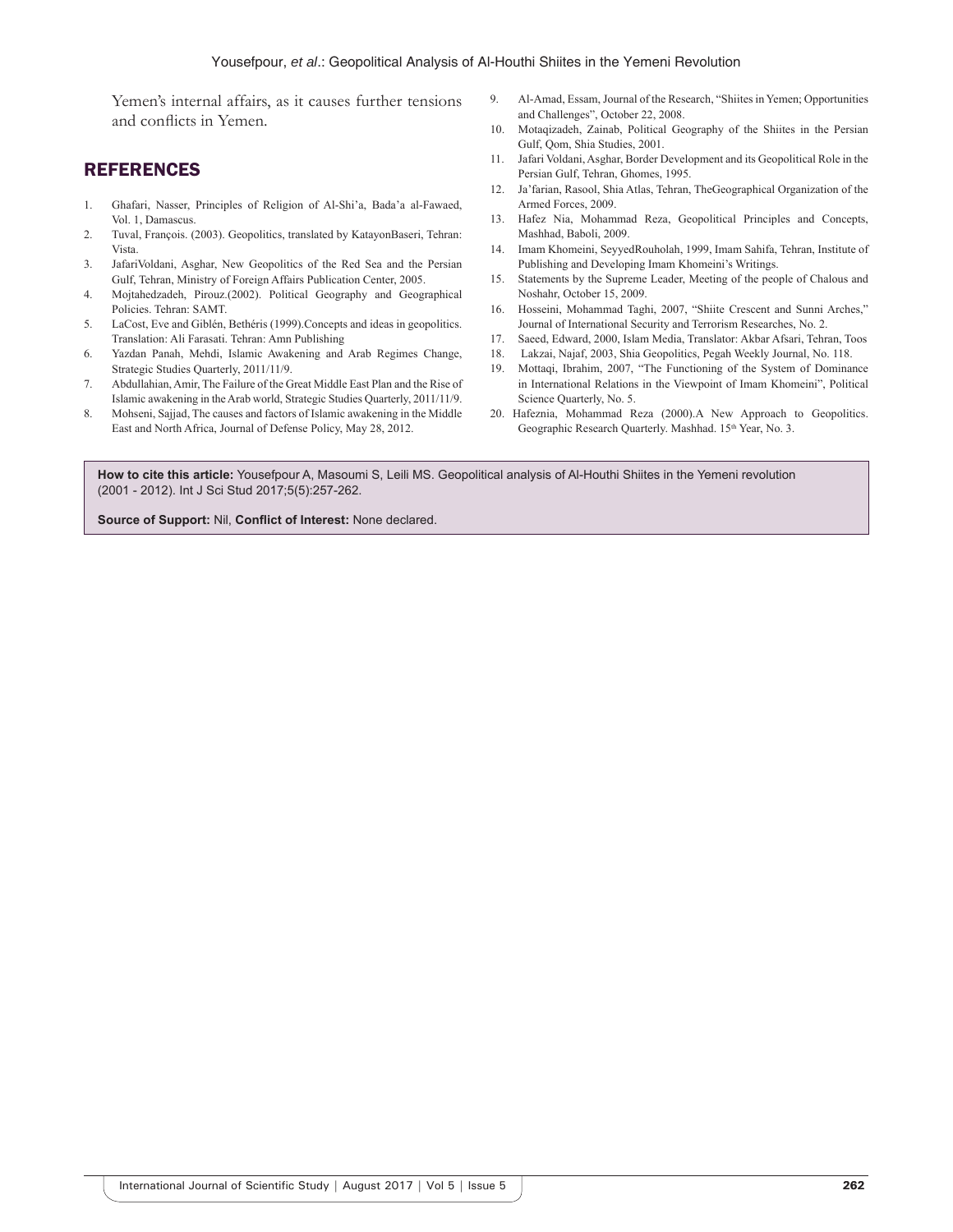Yemen's internal affairs, as it causes further tensions and conflicts in Yemen.

## REFERENCES

1. Ghafari, Nasser, Principles of Religion of Al-Shi'a, Bada'a al-Fawaed, Vol. 1, Damascus.
2. Tuval, François. (2003). Geopolitics, translated by KatayonBaseri, Tehran: Vista.
3. JafariVoldani, Asghar, New Geopolitics of the Red Sea and the Persian Gulf, Tehran, Ministry of Foreign Affairs Publication Center, 2005.
4. Mojtahedzadeh, Pirouz.(2002). Political Geography and Geographical Policies. Tehran: SAMT.
5. LaCost, Eve and Giblén, Bethéris (1999).Concepts and ideas in geopolitics. Translation: Ali Farasati. Tehran: Amn Publishing
6. Yazdan Panah, Mehdi, Islamic Awakening and Arab Regimes Change, Strategic Studies Quarterly, 2011/11/9.
7. Abdullahian, Amir, The Failure of the Great Middle East Plan and the Rise of Islamic awakening in the Arab world, Strategic Studies Quarterly, 2011/11/9.
8. Mohseni, Sajjad, The causes and factors of Islamic awakening in the Middle East and North Africa, Journal of Defense Policy, May 28, 2012.
9. Al-Amad, Essam, Journal of the Research, "Shiites in Yemen; Opportunities and Challenges", October 22, 2008.
10. Motaqizadeh, Zainab, Political Geography of the Shiites in the Persian Gulf, Qom, Shia Studies, 2001.
11. Jafari Voldani, Asghar, Border Development and its Geopolitical Role in the Persian Gulf, Tehran, Ghomes, 1995.
12. Ja'farian, Rasool, Shia Atlas, Tehran, TheGeographical Organization of the Armed Forces, 2009.
13. Hafez Nia, Mohammad Reza, Geopolitical Principles and Concepts, Mashhad, Baboli, 2009.
14. Imam Khomeini, SeyyedRouholah, 1999, Imam Sahifa, Tehran, Institute of Publishing and Developing Imam Khomeini's Writings.
15. Statements by the Supreme Leader, Meeting of the people of Chalous and Noshahr, October 15, 2009.
16. Hosseini, Mohammad Taghi, 2007, "Shiite Crescent and Sunni Arches," Journal of International Security and Terrorism Researches, No. 2.
17. Saeed, Edward, 2000, Islam Media, Translator: Akbar Afsari, Tehran, Toos
18. Lakzai, Najaf, 2003, Shia Geopolitics, Pegah Weekly Journal, No. 118.
19. Mottaqi, Ibrahim, 2007, "The Functioning of the System of Dominance in International Relations in the Viewpoint of Imam Khomeini", Political Science Quarterly, No. 5.
20. Hafeznia, Mohammad Reza (2000).A New Approach to Geopolitics. Geographic Research Quarterly. Mashhad. 15th Year, No. 3.

**How to cite this article:** Yousefpour A, Masoumi S, Leili MS. Geopolitical analysis of Al-Houthi Shiites in the Yemeni revolution (2001 - 2012). Int J Sci Stud 2017;5(5):257-262.

**Source of Support:** Nil, **Conflict of Interest:** None declared.